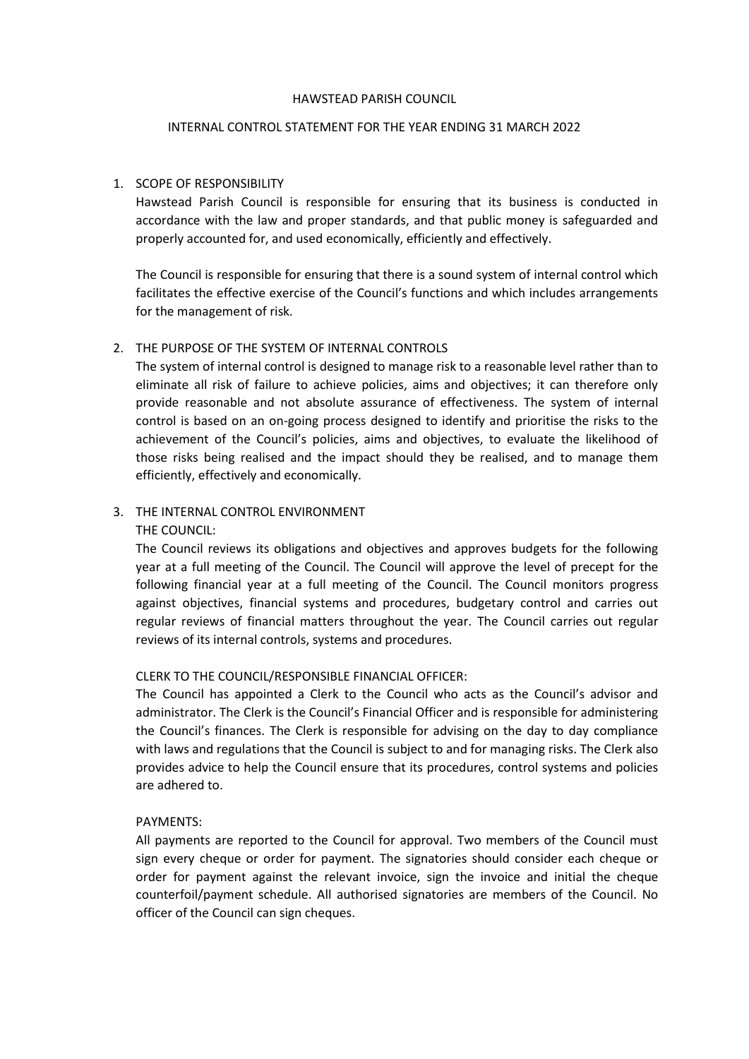# HAWSTEAD PARISH COUNCIL

## INTERNAL CONTROL STATEMENT FOR THE YEAR ENDING 31 MARCH 2022

1. SCOPE OF RESPONSIBILITY

   Hawstead Parish Council is responsible for ensuring that its business is conducted in accordance with the law and proper standards, and that public money is safeguarded and properly accounted for, and used economically, efficiently and effectively.

   The Council is responsible for ensuring that there is a sound system of internal control which facilitates the effective exercise of the Council's functions and which includes arrangements for the management of risk.

2. THE PURPOSE OF THE SYSTEM OF INTERNAL CONTROLS

   The system of internal control is designed to manage risk to a reasonable level rather than to eliminate all risk of failure to achieve policies, aims and objectives; it can therefore only provide reasonable and not absolute assurance of effectiveness. The system of internal control is based on an on-going process designed to identify and prioritise the risks to the achievement of the Council's policies, aims and objectives, to evaluate the likelihood of those risks being realised and the impact should they be realised, and to manage them efficiently, effectively and economically.

3. THE INTERNAL CONTROL ENVIRONMENT

   THE COUNCIL:

   The Council reviews its obligations and objectives and approves budgets for the following year at a full meeting of the Council. The Council will approve the level of precept for the following financial year at a full meeting of the Council. The Council monitors progress against objectives, financial systems and procedures, budgetary control and carries out regular reviews of financial matters throughout the year. The Council carries out regular reviews of its internal controls, systems and procedures.

   CLERK TO THE COUNCIL/RESPONSIBLE FINANCIAL OFFICER:

   The Council has appointed a Clerk to the Council who acts as the Council's advisor and administrator. The Clerk is the Council's Financial Officer and is responsible for administering the Council's finances. The Clerk is responsible for advising on the day to day compliance with laws and regulations that the Council is subject to and for managing risks. The Clerk also provides advice to help the Council ensure that its procedures, control systems and policies are adhered to.

   PAYMENTS:

   All payments are reported to the Council for approval. Two members of the Council must sign every cheque or order for payment. The signatories should consider each cheque or order for payment against the relevant invoice, sign the invoice and initial the cheque counterfoil/payment schedule. All authorised signatories are members of the Council. No officer of the Council can sign cheques.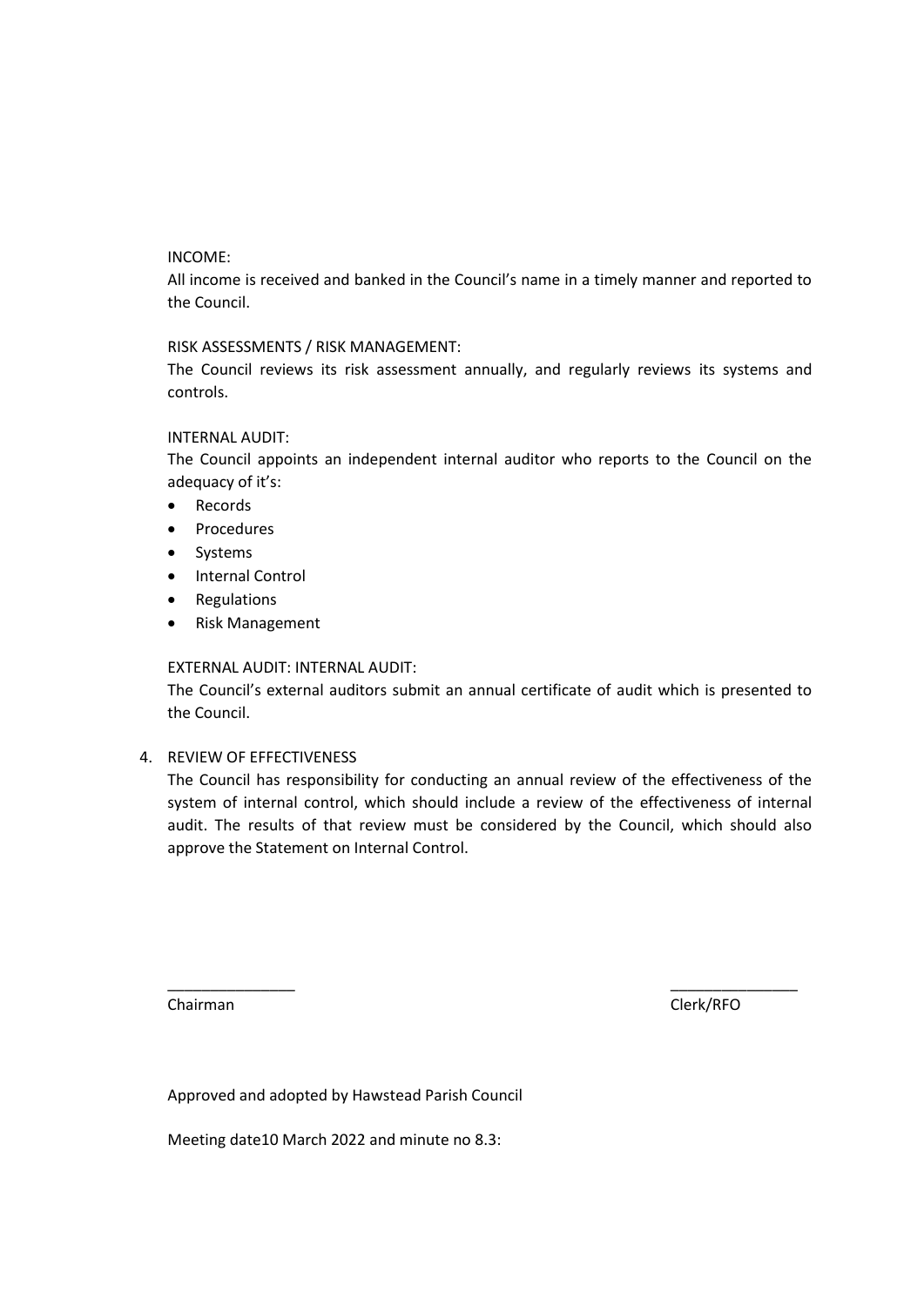INCOME:

All income is received and banked in the Council's name in a timely manner and reported to the Council.

RISK ASSESSMENTS / RISK MANAGEMENT:

The Council reviews its risk assessment annually, and regularly reviews its systems and controls.

INTERNAL AUDIT:

The Council appoints an independent internal auditor who reports to the Council on the adequacy of it's:

- Records
- Procedures
- Systems
- Internal Control
- Regulations
- Risk Management

EXTERNAL AUDIT: INTERNAL AUDIT:

The Council's external auditors submit an annual certificate of audit which is presented to the Council.

4. REVIEW OF EFFECTIVENESS

   The Council has responsibility for conducting an annual review of the effectiveness of the system of internal control, which should include a review of the effectiveness of internal audit. The results of that review must be considered by the Council, which should also approve the Statement on Internal Control.

_______________ _______________

Chairman Clerk/RFO

Approved and adopted by Hawstead Parish Council

Meeting date10 March 2022 and minute no 8.3: